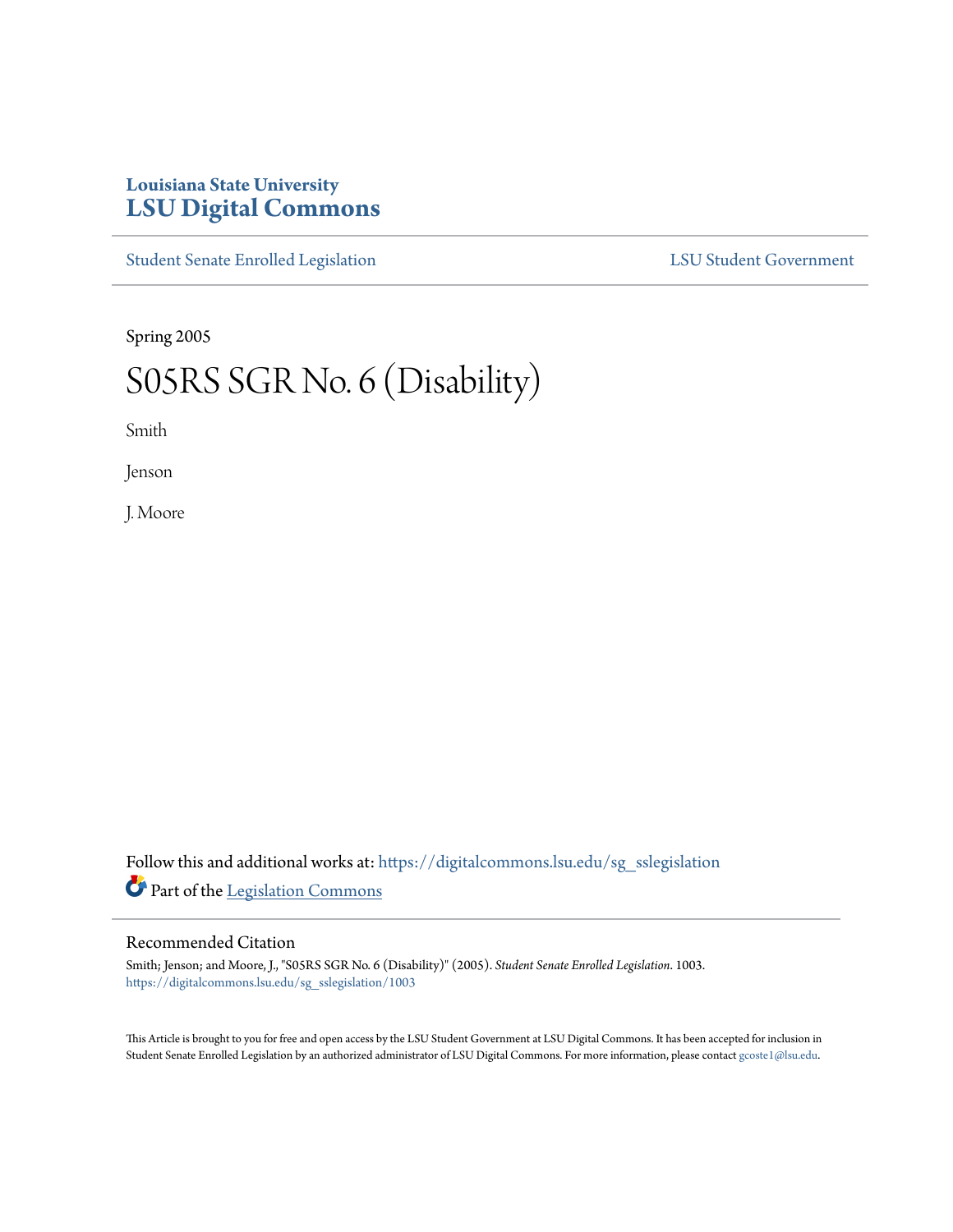Louisiana State University
# LSU Digital Commons

Student Senate Enrolled Legislation | LSU Student Government

Spring 2005

# S05RS SGR No. 6 (Disability)

Smith

Jenson

J. Moore

Follow this and additional works at: https://digitalcommons.lsu.edu/sg_sslegislation

Part of the Legislation Commons

## Recommended Citation

Smith; Jenson; and Moore, J., "S05RS SGR No. 6 (Disability)" (2005). *Student Senate Enrolled Legislation*. 1003.
https://digitalcommons.lsu.edu/sg_sslegislation/1003

This Article is brought to you for free and open access by the LSU Student Government at LSU Digital Commons. It has been accepted for inclusion in Student Senate Enrolled Legislation by an authorized administrator of LSU Digital Commons. For more information, please contact gcoste1@lsu.edu.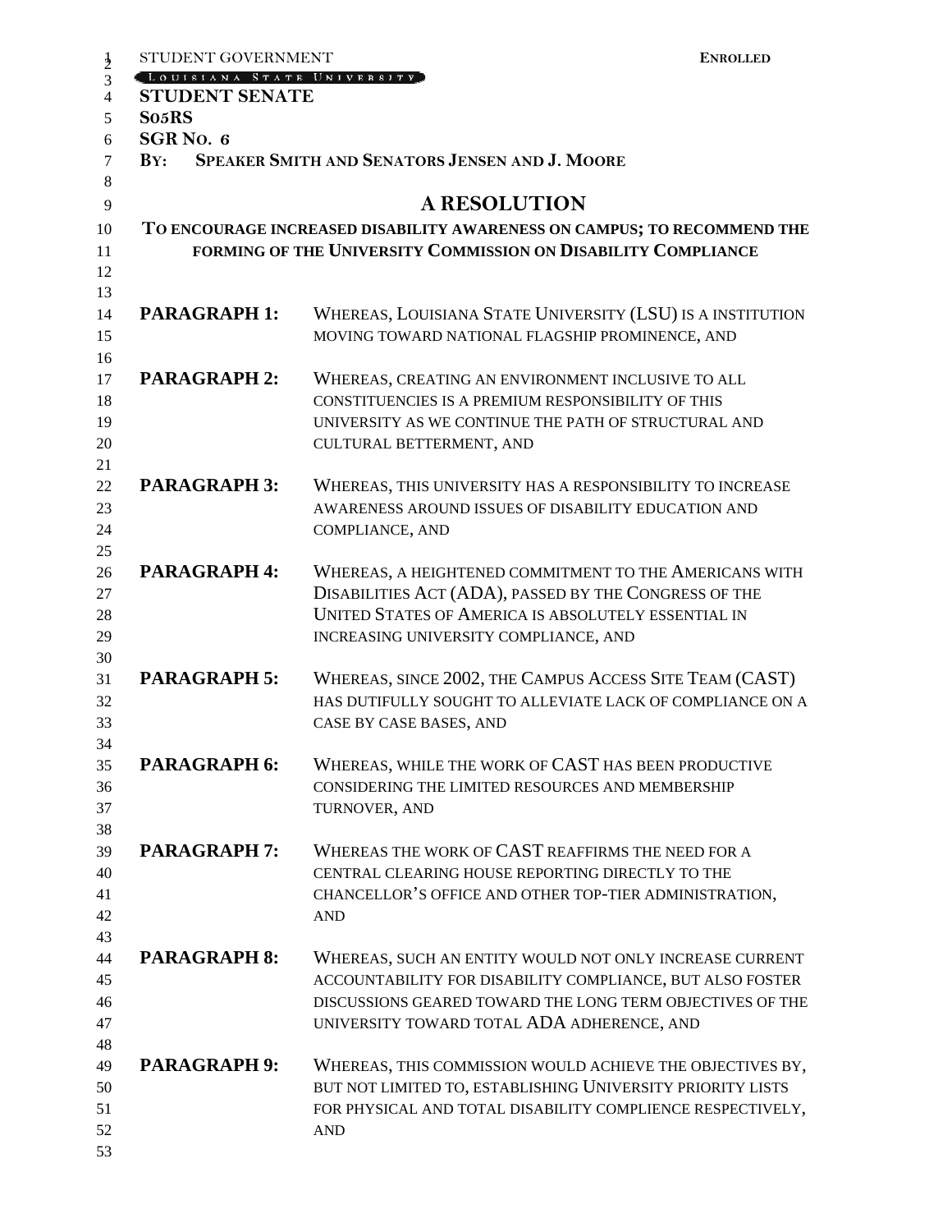STUDENT GOVERNMENT **ENROLLED**

LOUISIANA STATE UNIVERSITY

**STUDENT SENATE**

**S05RS**

**SGR NO. 6**

**BY: SPEAKER SMITH AND SENATORS JENSEN AND J. MOORE**

# A RESOLUTION

**TO ENCOURAGE INCREASED DISABILITY AWARENESS ON CAMPUS; TO RECOMMEND THE FORMING OF THE UNIVERSITY COMMISSION ON DISABILITY COMPLIANCE**

**PARAGRAPH 1:** WHEREAS, LOUISIANA STATE UNIVERSITY (LSU) IS A INSTITUTION MOVING TOWARD NATIONAL FLAGSHIP PROMINENCE, AND

**PARAGRAPH 2:** WHEREAS, CREATING AN ENVIRONMENT INCLUSIVE TO ALL CONSTITUENCIES IS A PREMIUM RESPONSIBILITY OF THIS UNIVERSITY AS WE CONTINUE THE PATH OF STRUCTURAL AND CULTURAL BETTERMENT, AND

**PARAGRAPH 3:** WHEREAS, THIS UNIVERSITY HAS A RESPONSIBILITY TO INCREASE AWARENESS AROUND ISSUES OF DISABILITY EDUCATION AND COMPLIANCE, AND

**PARAGRAPH 4:** WHEREAS, A HEIGHTENED COMMITMENT TO THE AMERICANS WITH DISABILITIES ACT (ADA), PASSED BY THE CONGRESS OF THE UNITED STATES OF AMERICA IS ABSOLUTELY ESSENTIAL IN INCREASING UNIVERSITY COMPLIANCE, AND

**PARAGRAPH 5:** WHEREAS, SINCE 2002, THE CAMPUS ACCESS SITE TEAM (CAST) HAS DUTIFULLY SOUGHT TO ALLEVIATE LACK OF COMPLIANCE ON A CASE BY CASE BASES, AND

**PARAGRAPH 6:** WHEREAS, WHILE THE WORK OF CAST HAS BEEN PRODUCTIVE CONSIDERING THE LIMITED RESOURCES AND MEMBERSHIP TURNOVER, AND

**PARAGRAPH 7:** WHEREAS THE WORK OF CAST REAFFIRMS THE NEED FOR A CENTRAL CLEARING HOUSE REPORTING DIRECTLY TO THE CHANCELLOR'S OFFICE AND OTHER TOP-TIER ADMINISTRATION, AND

**PARAGRAPH 8:** WHEREAS, SUCH AN ENTITY WOULD NOT ONLY INCREASE CURRENT ACCOUNTABILITY FOR DISABILITY COMPLIANCE, BUT ALSO FOSTER DISCUSSIONS GEARED TOWARD THE LONG TERM OBJECTIVES OF THE UNIVERSITY TOWARD TOTAL ADA ADHERENCE, AND

**PARAGRAPH 9:** WHEREAS, THIS COMMISSION WOULD ACHIEVE THE OBJECTIVES BY, BUT NOT LIMITED TO, ESTABLISHING UNIVERSITY PRIORITY LISTS FOR PHYSICAL AND TOTAL DISABILITY COMPLIENCE RESPECTIVELY, AND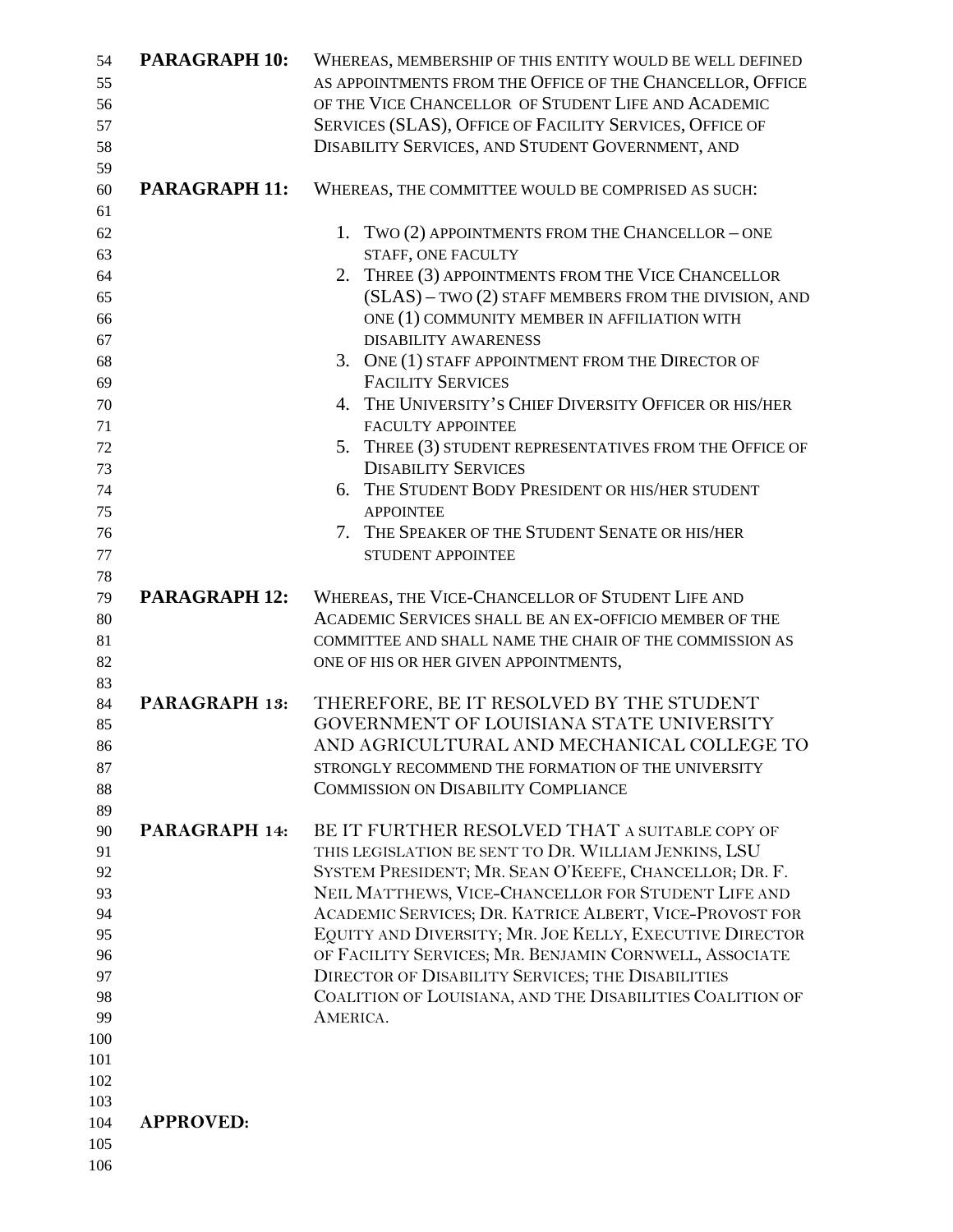**PARAGRAPH 10:** WHEREAS, MEMBERSHIP OF THIS ENTITY WOULD BE WELL DEFINED AS APPOINTMENTS FROM THE OFFICE OF THE CHANCELLOR, OFFICE OF THE VICE CHANCELLOR OF STUDENT LIFE AND ACADEMIC SERVICES (SLAS), OFFICE OF FACILITY SERVICES, OFFICE OF DISABILITY SERVICES, AND STUDENT GOVERNMENT, AND

**PARAGRAPH 11:** WHEREAS, THE COMMITTEE WOULD BE COMPRISED AS SUCH:

1. TWO (2) APPOINTMENTS FROM THE CHANCELLOR – ONE STAFF, ONE FACULTY
2. THREE (3) APPOINTMENTS FROM THE VICE CHANCELLOR (SLAS) – TWO (2) STAFF MEMBERS FROM THE DIVISION, AND ONE (1) COMMUNITY MEMBER IN AFFILIATION WITH DISABILITY AWARENESS
3. ONE (1) STAFF APPOINTMENT FROM THE DIRECTOR OF FACILITY SERVICES
4. THE UNIVERSITY'S CHIEF DIVERSITY OFFICER OR HIS/HER FACULTY APPOINTEE
5. THREE (3) STUDENT REPRESENTATIVES FROM THE OFFICE OF DISABILITY SERVICES
6. THE STUDENT BODY PRESIDENT OR HIS/HER STUDENT APPOINTEE
7. THE SPEAKER OF THE STUDENT SENATE OR HIS/HER STUDENT APPOINTEE

**PARAGRAPH 12:** WHEREAS, THE VICE-CHANCELLOR OF STUDENT LIFE AND ACADEMIC SERVICES SHALL BE AN EX-OFFICIO MEMBER OF THE COMMITTEE AND SHALL NAME THE CHAIR OF THE COMMISSION AS ONE OF HIS OR HER GIVEN APPOINTMENTS,

**PARAGRAPH 13:** THEREFORE, BE IT RESOLVED BY THE STUDENT GOVERNMENT OF LOUISIANA STATE UNIVERSITY AND AGRICULTURAL AND MECHANICAL COLLEGE TO STRONGLY RECOMMEND THE FORMATION OF THE UNIVERSITY COMMISSION ON DISABILITY COMPLIANCE

**PARAGRAPH 14:** BE IT FURTHER RESOLVED THAT A SUITABLE COPY OF THIS LEGISLATION BE SENT TO DR. WILLIAM JENKINS, LSU SYSTEM PRESIDENT; MR. SEAN O'KEEFE, CHANCELLOR; DR. F. NEIL MATTHEWS, VICE-CHANCELLOR FOR STUDENT LIFE AND ACADEMIC SERVICES; DR. KATRICE ALBERT, VICE-PROVOST FOR EQUITY AND DIVERSITY; MR. JOE KELLY, EXECUTIVE DIRECTOR OF FACILITY SERVICES; MR. BENJAMIN CORNWELL, ASSOCIATE DIRECTOR OF DISABILITY SERVICES; THE DISABILITIES COALITION OF LOUISIANA, AND THE DISABILITIES COALITION OF AMERICA.

**APPROVED:**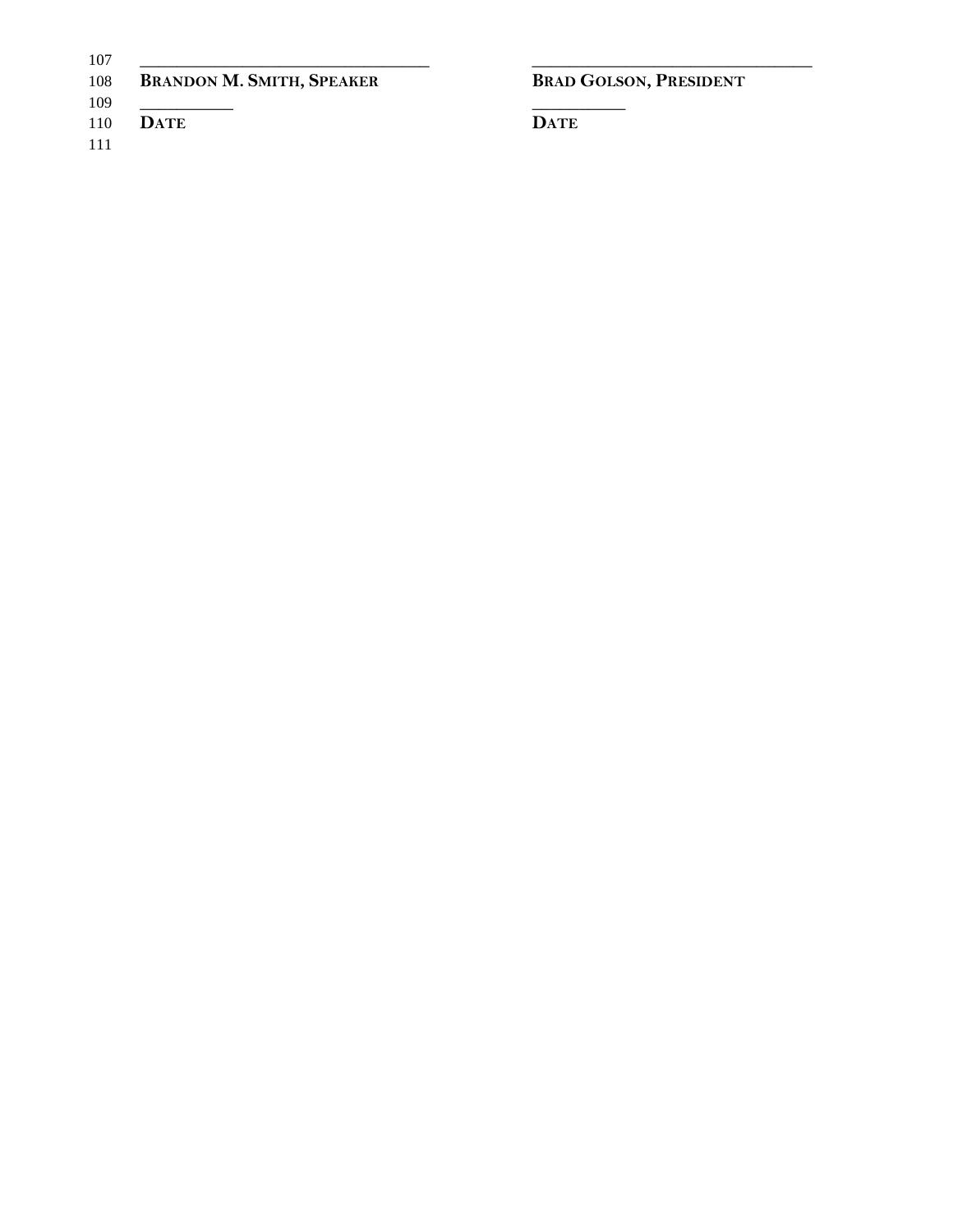\_\_\_\_\_\_\_\_\_\_\_\_\_\_\_\_\_\_\_\_\_\_\_\_\_\_\_\_\_\_\_\_ \_\_\_\_\_\_\_\_\_\_\_\_\_\_\_\_\_\_\_\_\_\_\_\_\_\_\_\_\_\_\_\_

**BRANDON M. SMITH, SPEAKER** **BRAD GOLSON, PRESIDENT**

\_\_\_\_\_\_\_\_\_\_ \_\_\_\_\_\_\_\_\_\_

**DATE** **DATE**